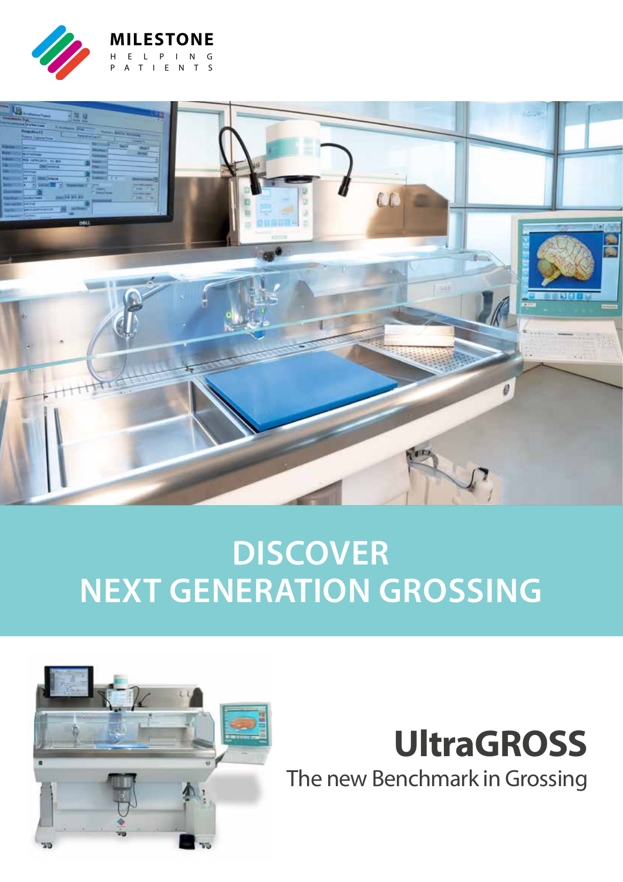MILESTONE

H E L P I N G
P A T I E N T S

# DISCOVER NEXT GENERATION GROSSING

# UltraGROSS

The new Benchmark in Grossing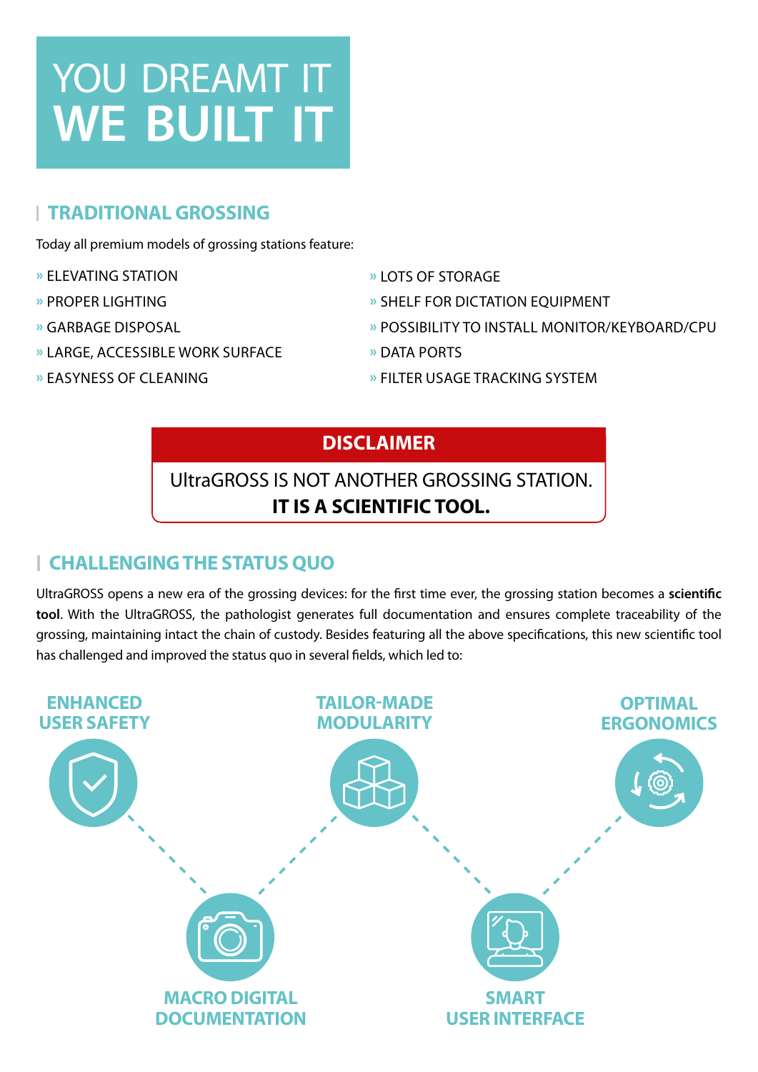# YOU DREAMT IT WE BUILT IT

## TRADITIONAL GROSSING

Today all premium models of grossing stations feature:

- » ELEVATING STATION
- » PROPER LIGHTING
- » GARBAGE DISPOSAL
- » LARGE, ACCESSIBLE WORK SURFACE
- » EASYNESS OF CLEANING
- » LOTS OF STORAGE
- » SHELF FOR DICTATION EQUIPMENT
- » POSSIBILITY TO INSTALL MONITOR/KEYBOARD/CPU
- » DATA PORTS
- » FILTER USAGE TRACKING SYSTEM

**DISCLAIMER**

UltraGROSS IS NOT ANOTHER GROSSING STATION.
**IT IS A SCIENTIFIC TOOL.**

## CHALLENGING THE STATUS QUO

UltraGROSS opens a new era of the grossing devices: for the first time ever, the grossing station becomes a **scientific tool**. With the UltraGROSS, the pathologist generates full documentation and ensures complete traceability of the grossing, maintaining intact the chain of custody. Besides featuring all the above specifications, this new scientific tool has challenged and improved the status quo in several fields, which led to:

- ENHANCED USER SAFETY
- MACRO DIGITAL DOCUMENTATION
- TAILOR-MADE MODULARITY
- SMART USER INTERFACE
- OPTIMAL ERGONOMICS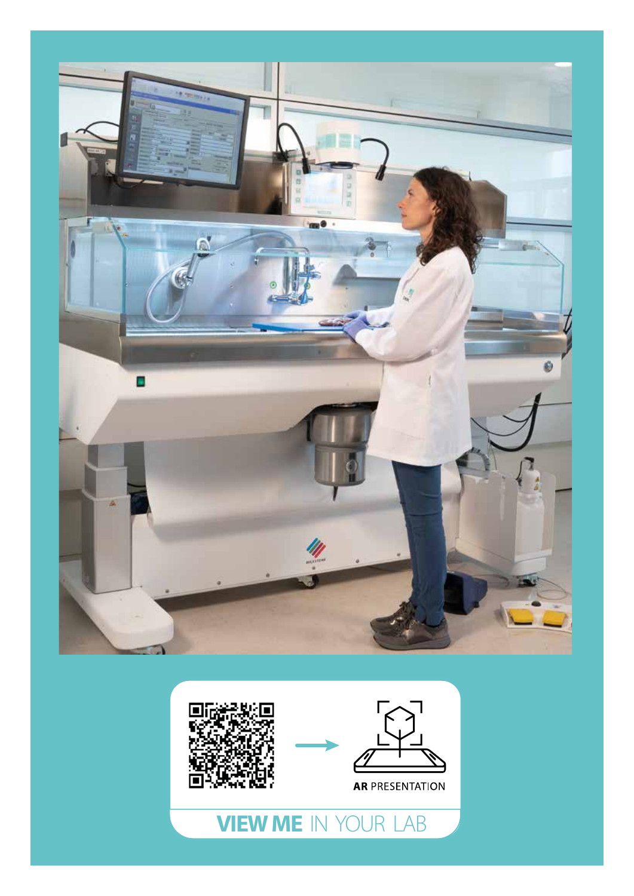AR PRESENTATION

**VIEW ME** IN YOUR LAB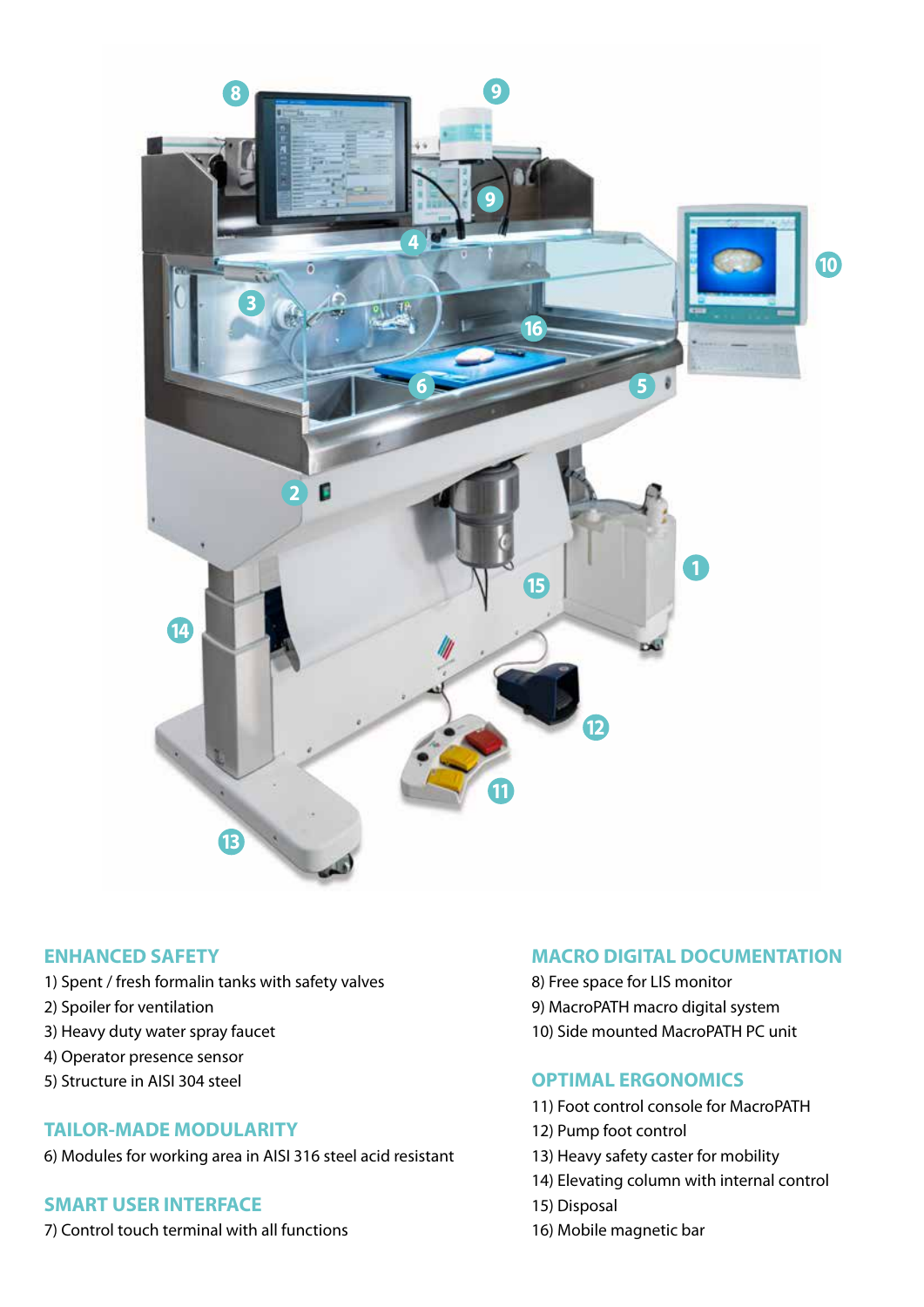## ENHANCED SAFETY

1) Spent / fresh formalin tanks with safety valves
2) Spoiler for ventilation
3) Heavy duty water spray faucet
4) Operator presence sensor
5) Structure in AISI 304 steel

## TAILOR-MADE MODULARITY

6) Modules for working area in AISI 316 steel acid resistant

## SMART USER INTERFACE

7) Control touch terminal with all functions

## MACRO DIGITAL DOCUMENTATION

8) Free space for LIS monitor
9) MacroPATH macro digital system
10) Side mounted MacroPATH PC unit

## OPTIMAL ERGONOMICS

11) Foot control console for MacroPATH
12) Pump foot control
13) Heavy safety caster for mobility
14) Elevating column with internal control
15) Disposal
16) Mobile magnetic bar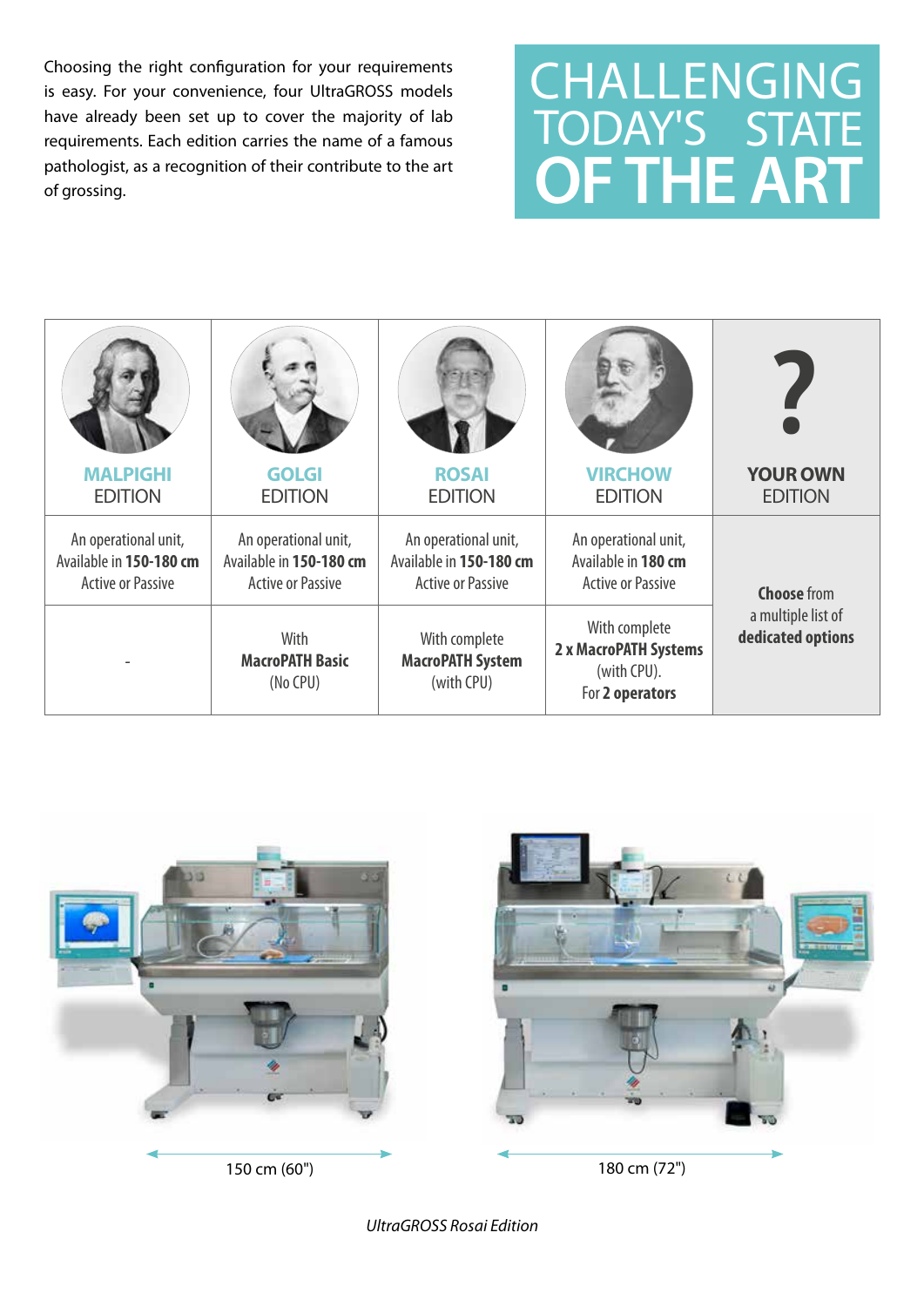Choosing the right configuration for your requirements is easy. For your convenience, four UltraGROSS models have already been set up to cover the majority of lab requirements. Each edition carries the name of a famous pathologist, as a recognition of their contribute to the art of grossing.

# CHALLENGING TODAY'S STATE OF THE ART

| **MALPIGHI** EDITION | **GOLGI** EDITION | **ROSAI** EDITION | **VIRCHOW** EDITION | **YOUR OWN** EDITION |
|---|---|---|---|---|
| An operational unit, Available in **150-180 cm** Active or Passive | An operational unit, Available in **150-180 cm** Active or Passive | An operational unit, Available in **150-180 cm** Active or Passive | An operational unit, Available in **180 cm** Active or Passive | **Choose** from a multiple list of **dedicated options** |
| - | With **MacroPATH Basic** (No CPU) | With complete **MacroPATH System** (with CPU) | With complete **2 x MacroPATH Systems** (with CPU). For **2 operators** | |

150 cm (60")

180 cm (72")

*UltraGROSS Rosai Edition*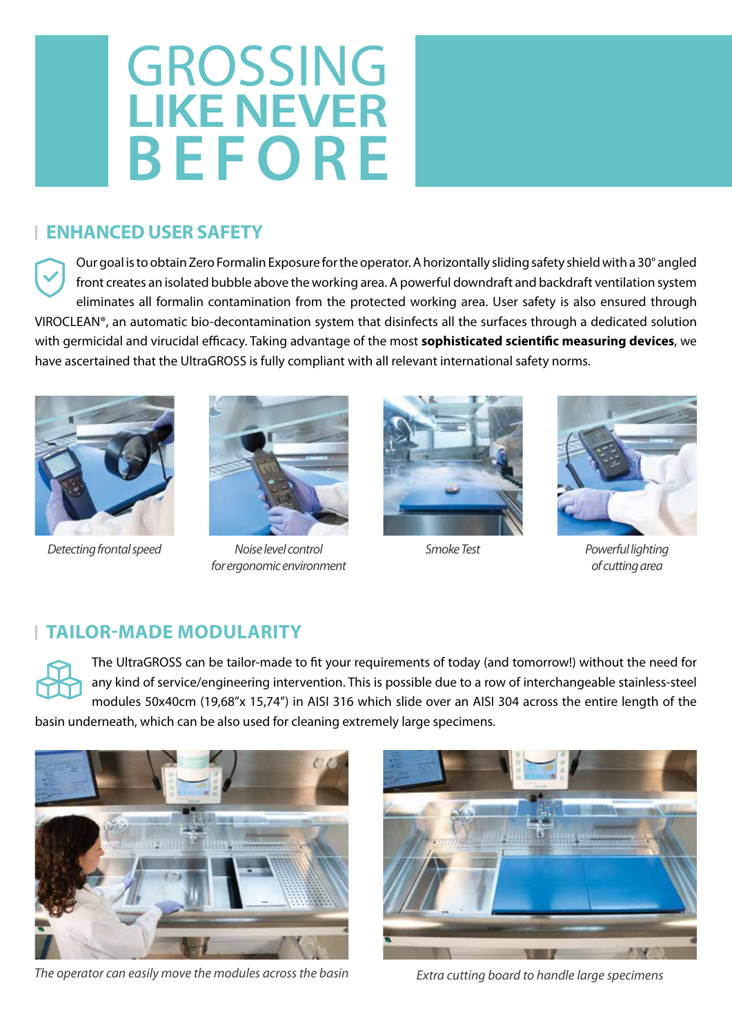# GROSSING LIKE NEVER BEFORE

## ENHANCED USER SAFETY

Our goal is to obtain Zero Formalin Exposure for the operator. A horizontally sliding safety shield with a 30° angled front creates an isolated bubble above the working area. A powerful downdraft and backdraft ventilation system eliminates all formalin contamination from the protected working area. User safety is also ensured through VIROCLEAN®, an automatic bio-decontamination system that disinfects all the surfaces through a dedicated solution with germicidal and virucidal efficacy. Taking advantage of the most **sophisticated scientific measuring devices**, we have ascertained that the UltraGROSS is fully compliant with all relevant international safety norms.

*Detecting frontal speed*

*Noise level control for ergonomic environment*

*Smoke Test*

*Powerful lighting of cutting area*

## TAILOR-MADE MODULARITY

The UltraGROSS can be tailor-made to fit your requirements of today (and tomorrow!) without the need for any kind of service/engineering intervention. This is possible due to a row of interchangeable stainless-steel modules 50x40cm (19,68"x 15,74") in AISI 316 which slide over an AISI 304 across the entire length of the basin underneath, which can be also used for cleaning extremely large specimens.

*The operator can easily move the modules across the basin*

*Extra cutting board to handle large specimens*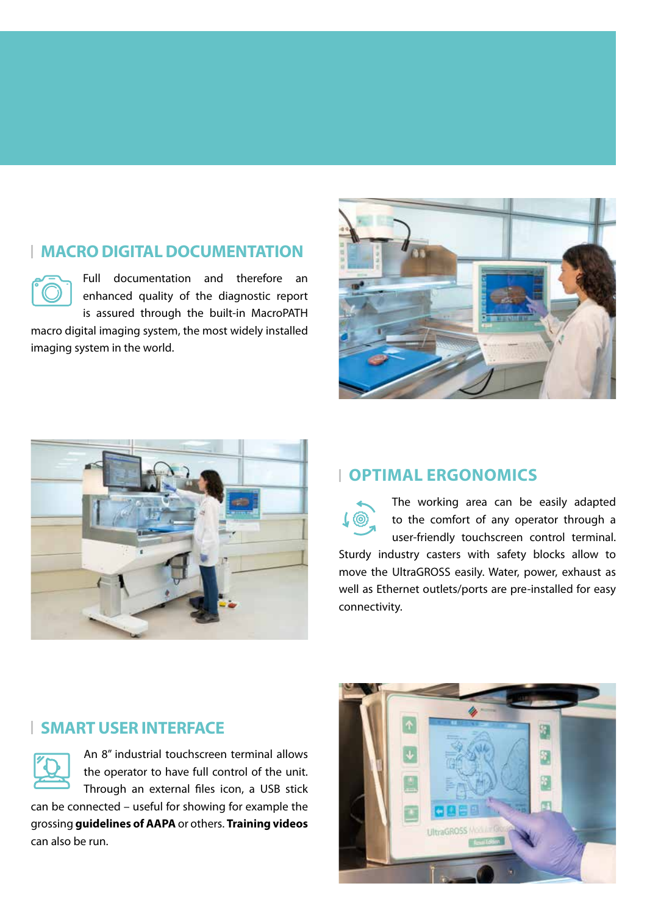## MACRO DIGITAL DOCUMENTATION

Full documentation and therefore an enhanced quality of the diagnostic report is assured through the built-in MacroPATH macro digital imaging system, the most widely installed imaging system in the world.

## OPTIMAL ERGONOMICS

The working area can be easily adapted to the comfort of any operator through a user-friendly touchscreen control terminal. Sturdy industry casters with safety blocks allow to move the UltraGROSS easily. Water, power, exhaust as well as Ethernet outlets/ports are pre-installed for easy connectivity.

## SMART USER INTERFACE

An 8" industrial touchscreen terminal allows the operator to have full control of the unit. Through an external files icon, a USB stick can be connected – useful for showing for example the grossing **guidelines of AAPA** or others. **Training videos** can also be run.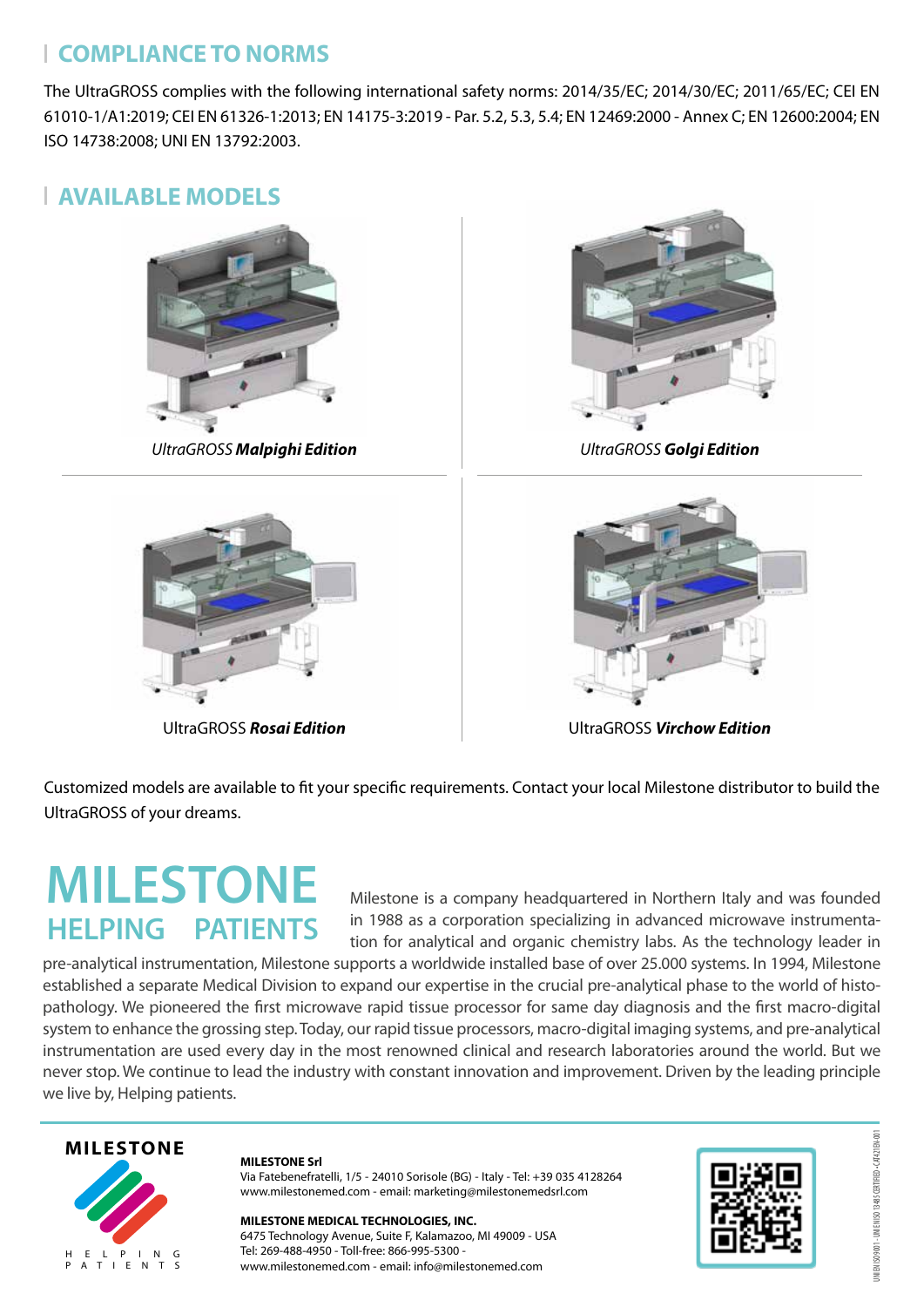## COMPLIANCE TO NORMS

The UltraGROSS complies with the following international safety norms: 2014/35/EC; 2014/30/EC; 2011/65/EC; CEI EN 61010-1/A1:2019; CEI EN 61326-1:2013; EN 14175-3:2019 - Par. 5.2, 5.3, 5.4; EN 12469:2000 - Annex C; EN 12600:2004; EN ISO 14738:2008; UNI EN 13792:2003.

## AVAILABLE MODELS

*UltraGROSS* ***Malpighi Edition***

*UltraGROSS* ***Golgi Edition***

UltraGROSS ***Rosai Edition***

UltraGROSS ***Virchow Edition***

Customized models are available to fit your specific requirements. Contact your local Milestone distributor to build the UltraGROSS of your dreams.

# MILESTONE
## HELPING PATIENTS

Milestone is a company headquartered in Northern Italy and was founded in 1988 as a corporation specializing in advanced microwave instrumentation for analytical and organic chemistry labs. As the technology leader in pre-analytical instrumentation, Milestone supports a worldwide installed base of over 25.000 systems. In 1994, Milestone established a separate Medical Division to expand our expertise in the crucial pre-analytical phase to the world of histopathology. We pioneered the first microwave rapid tissue processor for same day diagnosis and the first macro-digital system to enhance the grossing step. Today, our rapid tissue processors, macro-digital imaging systems, and pre-analytical instrumentation are used every day in the most renowned clinical and research laboratories around the world. But we never stop. We continue to lead the industry with constant innovation and improvement. Driven by the leading principle we live by, Helping patients.

MILESTONE
HELPING PATIENTS

**MILESTONE Srl**
Via Fatebenefratelli, 1/5 - 24010 Sorisole (BG) - Italy - Tel: +39 035 4128264
www.milestonemed.com - email: marketing@milestonemedsrl.com

**MILESTONE MEDICAL TECHNOLOGIES, INC.**
6475 Technology Avenue, Suite F, Kalamazoo, MI 49009 - USA
Tel: 269-488-4950 - Toll-free: 866-995-5300 -
www.milestonemed.com - email: info@milestonemed.com

UNI EN ISO 9001 - UNI EN ISO 13485 CERTIFIED - C#421EN-001